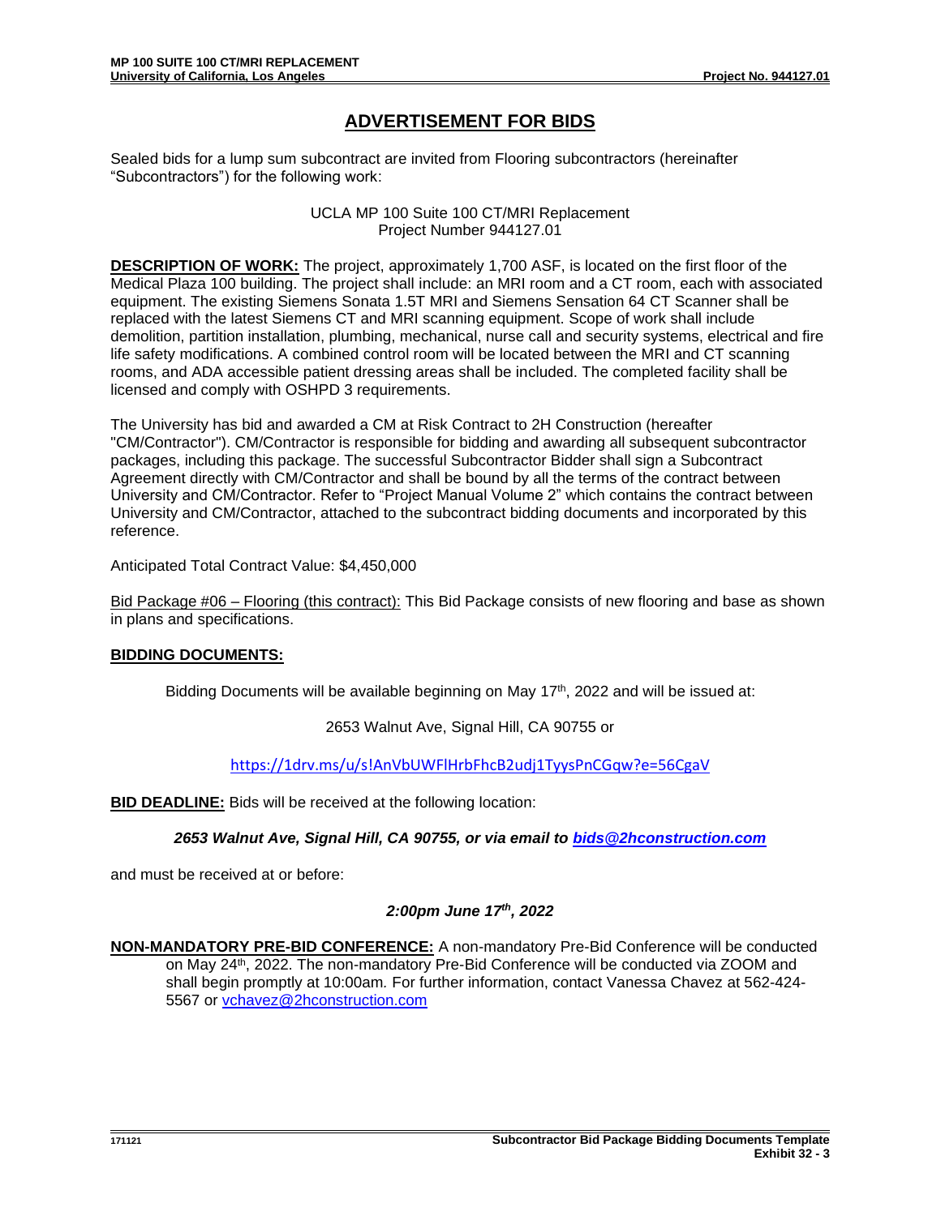# ADVERTISEMENT FOR BIDS

Sealed bids for a lump sum subcontract are invited from Flooring subcontractors (hereinafter "Subcontractors") for the following work:

UCLA MP 100 Suite 100 CT/MRI Replacement
Project Number 944127.01

**DESCRIPTION OF WORK:** The project, approximately 1,700 ASF, is located on the first floor of the Medical Plaza 100 building. The project shall include: an MRI room and a CT room, each with associated equipment. The existing Siemens Sonata 1.5T MRI and Siemens Sensation 64 CT Scanner shall be replaced with the latest Siemens CT and MRI scanning equipment. Scope of work shall include demolition, partition installation, plumbing, mechanical, nurse call and security systems, electrical and fire life safety modifications. A combined control room will be located between the MRI and CT scanning rooms, and ADA accessible patient dressing areas shall be included. The completed facility shall be licensed and comply with OSHPD 3 requirements.

The University has bid and awarded a CM at Risk Contract to 2H Construction (hereafter "CM/Contractor"). CM/Contractor is responsible for bidding and awarding all subsequent subcontractor packages, including this package. The successful Subcontractor Bidder shall sign a Subcontract Agreement directly with CM/Contractor and shall be bound by all the terms of the contract between University and CM/Contractor. Refer to "Project Manual Volume 2" which contains the contract between University and CM/Contractor, attached to the subcontract bidding documents and incorporated by this reference.

Anticipated Total Contract Value: $4,450,000

Bid Package #06 – Flooring (this contract): This Bid Package consists of new flooring and base as shown in plans and specifications.

**BIDDING DOCUMENTS:**

Bidding Documents will be available beginning on May 17th, 2022 and will be issued at:

2653 Walnut Ave, Signal Hill, CA 90755 or

https://1drv.ms/u/s!AnVbUWFlHrbFhcB2udj1TyysPnCGqw?e=56CgaV

**BID DEADLINE:** Bids will be received at the following location:

***2653 Walnut Ave, Signal Hill, CA 90755, or via email to bids@2hconstruction.com***

and must be received at or before:

***2:00pm June 17th, 2022***

**NON-MANDATORY PRE-BID CONFERENCE:** A non-mandatory Pre-Bid Conference will be conducted on May 24th, 2022. The non-mandatory Pre-Bid Conference will be conducted via ZOOM and shall begin promptly at 10:00am. For further information, contact Vanessa Chavez at 562-424-5567 or vchavez@2hconstruction.com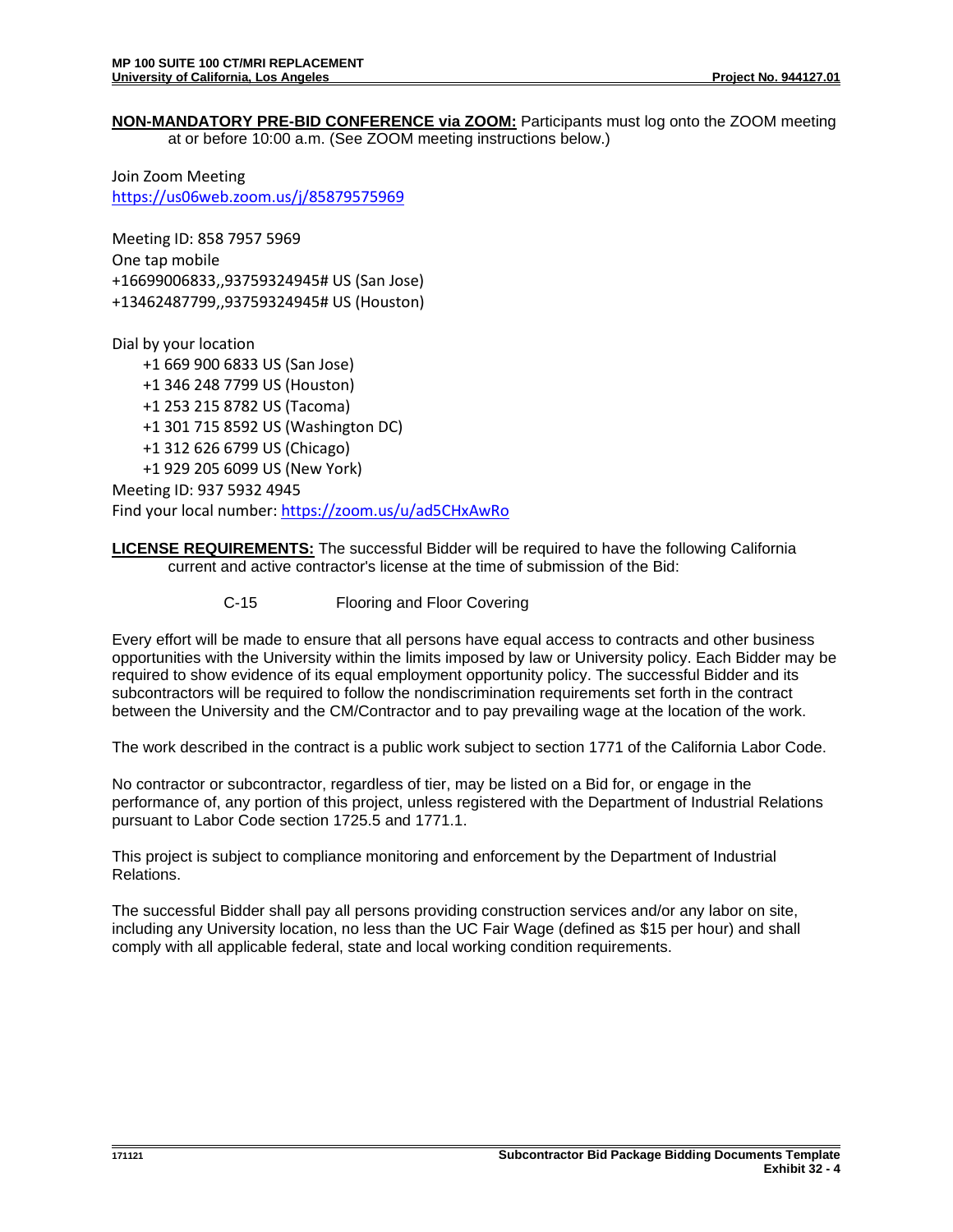**NON-MANDATORY PRE-BID CONFERENCE via ZOOM:** Participants must log onto the ZOOM meeting at or before 10:00 a.m. (See ZOOM meeting instructions below.)

Join Zoom Meeting
https://us06web.zoom.us/j/85879575969

Meeting ID: 858 7957 5969
One tap mobile
+16699006833,,93759324945# US (San Jose)
+13462487799,,93759324945# US (Houston)

Dial by your location
+1 669 900 6833 US (San Jose)
+1 346 248 7799 US (Houston)
+1 253 215 8782 US (Tacoma)
+1 301 715 8592 US (Washington DC)
+1 312 626 6799 US (Chicago)
+1 929 205 6099 US (New York)
Meeting ID: 937 5932 4945
Find your local number: https://zoom.us/u/ad5CHxAwRo

**LICENSE REQUIREMENTS:** The successful Bidder will be required to have the following California current and active contractor's license at the time of submission of the Bid:

C-15 Flooring and Floor Covering

Every effort will be made to ensure that all persons have equal access to contracts and other business opportunities with the University within the limits imposed by law or University policy. Each Bidder may be required to show evidence of its equal employment opportunity policy. The successful Bidder and its subcontractors will be required to follow the nondiscrimination requirements set forth in the contract between the University and the CM/Contractor and to pay prevailing wage at the location of the work.

The work described in the contract is a public work subject to section 1771 of the California Labor Code.

No contractor or subcontractor, regardless of tier, may be listed on a Bid for, or engage in the performance of, any portion of this project, unless registered with the Department of Industrial Relations pursuant to Labor Code section 1725.5 and 1771.1.

This project is subject to compliance monitoring and enforcement by the Department of Industrial Relations.

The successful Bidder shall pay all persons providing construction services and/or any labor on site, including any University location, no less than the UC Fair Wage (defined as $15 per hour) and shall comply with all applicable federal, state and local working condition requirements.